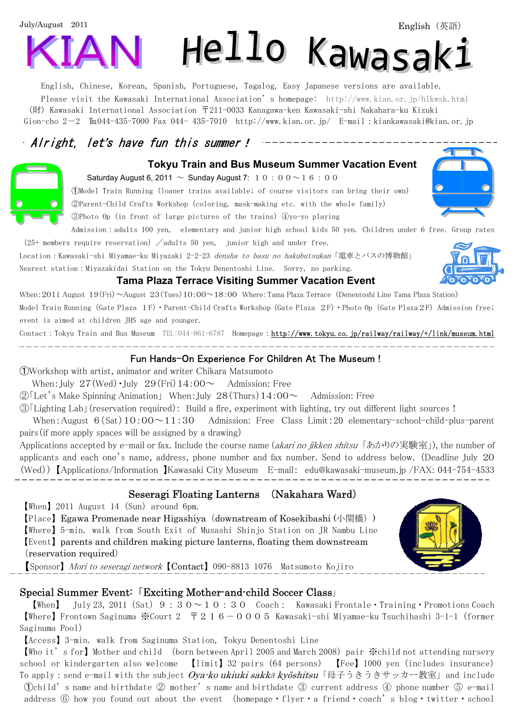July/August 2011

English（英語）

# KIAN Hello Kawasaki

English, Chinese, Korean, Spanish, Portuguese, Tagalog, Easy Japanese versions are available.

Please visit the Kawasaki International Association's homepage: http://www.kian.or.jp/hlkwsk.html

(財) Kawasaki International Association 〒211-0033 Kanagawa-ken Kawasaki-shi Nakahara-ku Kizuki Gion-cho 2－2 Tel044-435-7000 Fax 044- 435-7010 http://www.kian.or.jp/ E-mail：kiankawasaki@kian.or.jp

## *Alright, let's have fun this summer!*

### Tokyu Train and Bus Museum Summer Vacation Event

Saturday August 6, 2011 ～ Sunday August 7: １０：００～１６：００

①Model Train Running (loaner trains available; of course visitors can bring their own)
②Parent-Child Crafts Workshop (coloring, mask-making etc. with the whole family)
③Photo Op (in front of large pictures of the trains) ④yo-yo playing

Admission：adults 100 yen, elementary and junior high school kids 50 yen. Children under 6 free. Group rates (25+ members require reservation) ／adults 50 yen, junior high and under free.

Location：Kawasaki-shi Miyamae-ku Miyazaki 2-2-23 *densha to basu no hakubutsukan*「電車とバスの博物館」

Nearest station：Miyazakidai Station on the Tokyu Denentoshi Line. Sorry, no parking.

### Tama Plaza Terrace Visiting Summer Vacation Event

When:2011 August 19(Fri)～August 23(Tues)10:00～18:00 Where:Tama Plaza Terrace (Denentoshi Line Tama Plaza Station)

Model Train Running (Gate Plaza 1F)・Parent-Child Crafts Workshop (Gate Plaza 2F)・Photo Op (Gate Plaza 2F) Admission free; event is aimed at children JHS age and younger.

Contact：Tokyu Train and Bus Museum TEL:044-861-6787 Homepage：http://www.tokyu.co.jp/railway/railway/+/link/museum.html

---

### Fun Hands-On Experience For Children At The Museum !

①Workshop with artist, animator and writer Chikara Matsumoto
When:July 27(Wed)・July 29(Fri)14:00～ Admission: Free

②「Let's Make Spinning Animation」 When:July 28(Thurs)14:00～ Admission: Free

③「Lighting Lab」(reservation required): Build a fire, experiment with lighting, try out different light sources !
When:August 6(Sat)10:00～11:30 Admission: Free Class Limit:20 elementary-school-child-plus-parent pairs(if more apply spaces will be assigned by a drawing)

Applications accepted by e-mail or fax. Include the course name (*akari no jikken shitsu*「あかりの実験室」), the number of applicants and each one's name, address, phone number and fax number. Send to address below. (Deadline July 20 (Wed))【Applications/Information】Kawasaki City Museum E-mail: edu@kawasaki-museum.jp /FAX: 044-754-4533

---

### Seseragi Floating Lanterns (Nakahara Ward)

【When】2011 August 14 (Sun) around 6pm.
【Place】Egawa Promenade near Higashiya (downstream of Kosekibashi (小関橋))
【Where】5-min. walk from South Exit of Musashi Shinjo Station on JR Nambu Line
【Event】parents and children making picture lanterns, floating them downstream (reservation required)
【Sponsor】*Mori to seseragi network*【Contact】090-8813 1076 Matsumoto Kojiro

---

### Special Summer Event:「Exciting Mother-and-child Soccer Class」

【When】 July 23, 2011 (Sat) ９：３０～１０：３０ Coach: Kawasaki Frontale・Training・Promotions Coach

【Where】Frontown Saginuma ※Court 2 〒２１６－０００５ Kawasaki-shi Miyamae-ku Tsuchihashi 3-1-1 (former Saginuma Pool)

【Access】3-min. walk from Saginuma Station, Tokyu Denentoshi Line

【Who it's for】Mother and child (born between April 2005 and March 2008) pair ※child not attending nursery school or kindergarten also welcome 【limit】32 pairs (64 persons) 【Fee】1000 yen (includes insurance)

To apply：send e-mail with the subject *Oya-ko ukiuki sakkā kyōshitsu*「母子うきうきサッカー教室」and include ①child's name and birthdate ② mother's name and birthdate ③ current address ④ phone number ⑤ e-mail address ⑥ how you found out about the event (homepage・flyer・a friend・coach's blog・twitter・school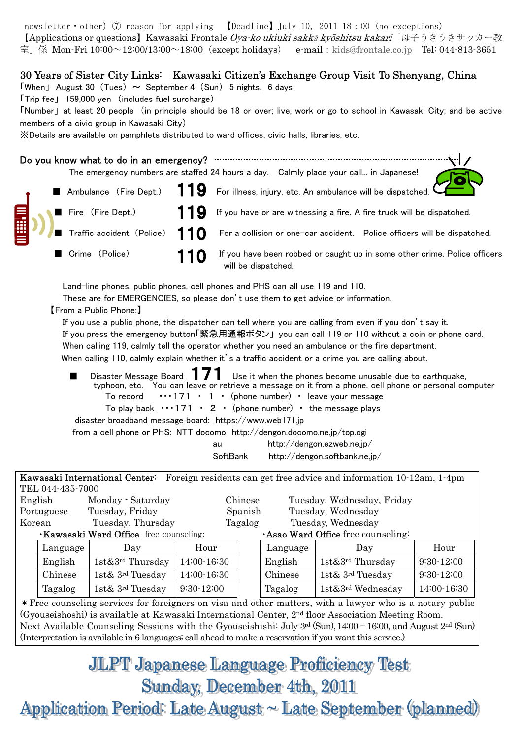newsletter・other) ⑦ reason for applying 【Deadline】July 10, 2011 18：00 (no exceptions)
【Applications or questions】Kawasaki Frontale *Oya-ko ukiuki sakkā kyōshitsu kakari*「母子うきうきサッカー教室」係 Mon-Fri 10:00～12:00/13:00～18:00 (except holidays) e-mail : kids@frontale.co.jp Tel: 044-813-3651

## 30 Years of Sister City Links: Kawasaki Citizen's Exchange Group Visit To Shenyang, China

「When」 August 30 (Tues) ～ September 4 (Sun) 5 nights, 6 days
「Trip fee」 159,000 yen (includes fuel surcharge)
「Number」 at least 20 people (in principle should be 18 or over; live, work or go to school in Kawasaki City; and be active members of a civic group in Kawasaki City)
※Details are available on pamphlets distributed to ward offices, civic halls, libraries, etc.

## Do you know what to do in an emergency?

The emergency numbers are staffed 24 hours a day. Calmly place your call... in Japanese!

- ■ Ambulance (Fire Dept.) **119** For illness, injury, etc. An ambulance will be dispatched.
- ■ Fire (Fire Dept.) **119** If you have or are witnessing a fire. A fire truck will be dispatched.
- ■ Traffic accident (Police) **110** For a collision or one-car accident. Police officers will be dispatched.
- ■ Crime (Police) **110** If you have been robbed or caught up in some other crime. Police officers will be dispatched.

Land-line phones, public phones, cell phones and PHS can all use 119 and 110.
These are for EMERGENCIES, so please don't use them to get advice or information.

【From a Public Phone:】
If you use a public phone, the dispatcher can tell where you are calling from even if you don't say it.
If you press the emergency button「緊急用通報ボタン」 you can call 119 or 110 without a coin or phone card.
When calling 119, calmly tell the operator whether you need an ambulance or the fire department.
When calling 110, calmly explain whether it's a traffic accident or a crime you are calling about.

■ Disaster Message Board **171** Use it when the phones become unusable due to earthquake, typhoon, etc. You can leave or retrieve a message on it from a phone, cell phone or personal computer

To record ・・・171 ・ 1 ・ (phone number) ・ leave your message
To play back ・・・171 ・ 2 ・ (phone number) ・ the message plays

disaster broadband message board: https://www.web171.jp
from a cell phone or PHS: NTT docomo http://dengon.docomo.ne.jp/top.cgi
au http://dengon.ezweb.ne.jp/
SoftBank http://dengon.softbank.ne.jp/

**Kawasaki International Center:** Foreign residents can get free advice and information 10-12am, 1-4pm
TEL 044-435-7000

| | | | |
|---|---|---|---|
| English | Monday - Saturday | Chinese | Tuesday, Wednesday, Friday |
| Portuguese | Tuesday, Friday | Spanish | Tuesday, Wednesday |
| Korean | Tuesday, Thursday | Tagalog | Tuesday, Wednesday |

・**Kawasaki Ward Office** free counseling:

| Language | Day | Hour |
|---|---|---|
| English | 1st&3rd Thursday | 14:00-16:30 |
| Chinese | 1st& 3rd Tuesday | 14:00-16:30 |
| Tagalog | 1st& 3rd Tuesday | 9:30-12:00 |

・**Asao Ward Office** free counseling:

| Language | Day | Hour |
|---|---|---|
| English | 1st&3rd Thursday | 9:30-12:00 |
| Chinese | 1st& 3rd Tuesday | 9:30-12:00 |
| Tagalog | 1st&3rd Wednesday | 14:00-16:30 |

＊Free counseling services for foreigners on visa and other matters, with a lawyer who is a notary public (Gyouseishoshi) is available at Kawasaki International Center, 2nd floor Association Meeting Room.
Next Available Counseling Sessions with the Gyouseishishi: July 3rd (Sun), 14:00 – 16:00, and August 2nd (Sun)
(Interpretation is available in 6 languages; call ahead to make a reservation if you want this service.)

# JLPT Japanese Language Proficiency Test
# Sunday, December 4th, 2011
# Application Period: Late August ~ Late September (planned)